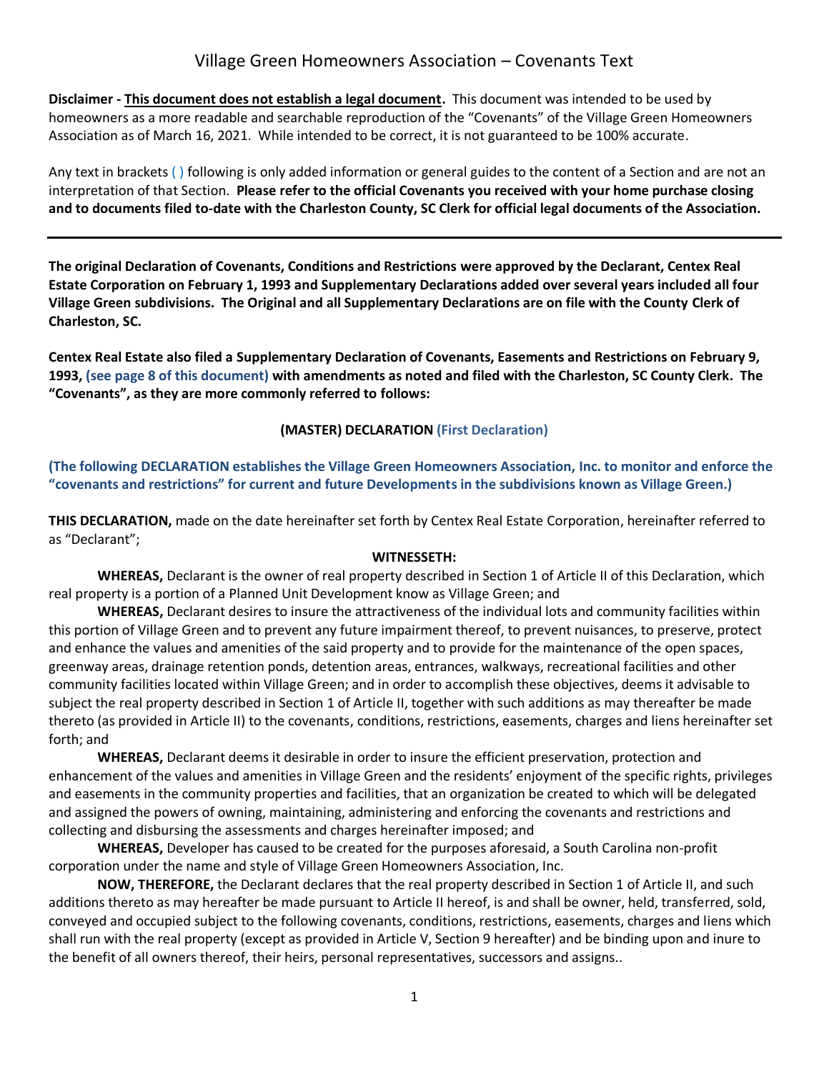# Village Green Homeowners Association – Covenants Text

**Disclaimer - <u>This document does not establish a legal document</u>.** This document was intended to be used by homeowners as a more readable and searchable reproduction of the "Covenants" of the Village Green Homeowners Association as of March 16, 2021. While intended to be correct, it is not guaranteed to be 100% accurate.

Any text in brackets ( ) following is only added information or general guides to the content of a Section and are not an interpretation of that Section. **Please refer to the official Covenants you received with your home purchase closing and to documents filed to-date with the Charleston County, SC Clerk for official legal documents of the Association.**

---

**The original Declaration of Covenants, Conditions and Restrictions were approved by the Declarant, Centex Real Estate Corporation on February 1, 1993 and Supplementary Declarations added over several years included all four Village Green subdivisions. The Original and all Supplementary Declarations are on file with the County Clerk of Charleston, SC.**

**Centex Real Estate also filed a Supplementary Declaration of Covenants, Easements and Restrictions on February 9, 1993, (see page 8 of this document) with amendments as noted and filed with the Charleston, SC County Clerk. The "Covenants", as they are more commonly referred to follows:**

## (MASTER) DECLARATION (First Declaration)

**(The following DECLARATION establishes the Village Green Homeowners Association, Inc. to monitor and enforce the "covenants and restrictions" for current and future Developments in the subdivisions known as Village Green.)**

**THIS DECLARATION,** made on the date hereinafter set forth by Centex Real Estate Corporation, hereinafter referred to as "Declarant";

**WITNESSETH:**

**WHEREAS,** Declarant is the owner of real property described in Section 1 of Article II of this Declaration, which real property is a portion of a Planned Unit Development know as Village Green; and

**WHEREAS,** Declarant desires to insure the attractiveness of the individual lots and community facilities within this portion of Village Green and to prevent any future impairment thereof, to prevent nuisances, to preserve, protect and enhance the values and amenities of the said property and to provide for the maintenance of the open spaces, greenway areas, drainage retention ponds, detention areas, entrances, walkways, recreational facilities and other community facilities located within Village Green; and in order to accomplish these objectives, deems it advisable to subject the real property described in Section 1 of Article II, together with such additions as may thereafter be made thereto (as provided in Article II) to the covenants, conditions, restrictions, easements, charges and liens hereinafter set forth; and

**WHEREAS,** Declarant deems it desirable in order to insure the efficient preservation, protection and enhancement of the values and amenities in Village Green and the residents' enjoyment of the specific rights, privileges and easements in the community properties and facilities, that an organization be created to which will be delegated and assigned the powers of owning, maintaining, administering and enforcing the covenants and restrictions and collecting and disbursing the assessments and charges hereinafter imposed; and

**WHEREAS,** Developer has caused to be created for the purposes aforesaid, a South Carolina non-profit corporation under the name and style of Village Green Homeowners Association, Inc.

**NOW, THEREFORE,** the Declarant declares that the real property described in Section 1 of Article II, and such additions thereto as may hereafter be made pursuant to Article II hereof, is and shall be owner, held, transferred, sold, conveyed and occupied subject to the following covenants, conditions, restrictions, easements, charges and liens which shall run with the real property (except as provided in Article V, Section 9 hereafter) and be binding upon and inure to the benefit of all owners thereof, their heirs, personal representatives, successors and assigns..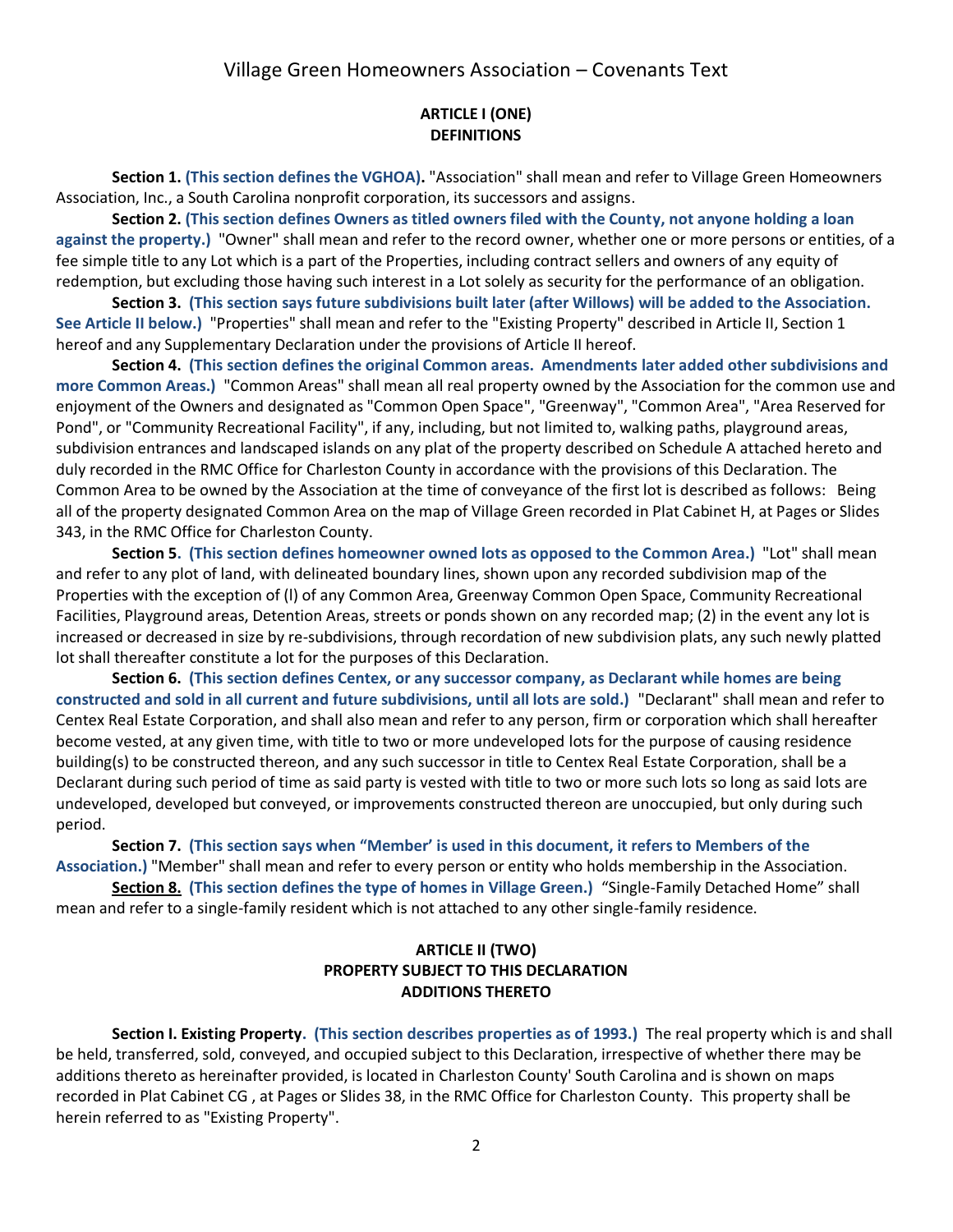# Village Green Homeowners Association – Covenants Text

## ARTICLE I (ONE)
## DEFINITIONS

**Section 1. (This section defines the VGHOA).** "Association" shall mean and refer to Village Green Homeowners Association, Inc., a South Carolina nonprofit corporation, its successors and assigns.

**Section 2. (This section defines Owners as titled owners filed with the County, not anyone holding a loan against the property.)** "Owner" shall mean and refer to the record owner, whether one or more persons or entities, of a fee simple title to any Lot which is a part of the Properties, including contract sellers and owners of any equity of redemption, but excluding those having such interest in a Lot solely as security for the performance of an obligation.

**Section 3. (This section says future subdivisions built later (after Willows) will be added to the Association. See Article II below.)** "Properties" shall mean and refer to the "Existing Property" described in Article II, Section 1 hereof and any Supplementary Declaration under the provisions of Article II hereof.

**Section 4. (This section defines the original Common areas. Amendments later added other subdivisions and more Common Areas.)** "Common Areas" shall mean all real property owned by the Association for the common use and enjoyment of the Owners and designated as "Common Open Space", "Greenway", "Common Area", "Area Reserved for Pond", or "Community Recreational Facility", if any, including, but not limited to, walking paths, playground areas, subdivision entrances and landscaped islands on any plat of the property described on Schedule A attached hereto and duly recorded in the RMC Office for Charleston County in accordance with the provisions of this Declaration. The Common Area to be owned by the Association at the time of conveyance of the first lot is described as follows: Being all of the property designated Common Area on the map of Village Green recorded in Plat Cabinet H, at Pages or Slides 343, in the RMC Office for Charleston County.

**Section 5. (This section defines homeowner owned lots as opposed to the Common Area.)** "Lot" shall mean and refer to any plot of land, with delineated boundary lines, shown upon any recorded subdivision map of the Properties with the exception of (l) of any Common Area, Greenway Common Open Space, Community Recreational Facilities, Playground areas, Detention Areas, streets or ponds shown on any recorded map; (2) in the event any lot is increased or decreased in size by re-subdivisions, through recordation of new subdivision plats, any such newly platted lot shall thereafter constitute a lot for the purposes of this Declaration.

**Section 6. (This section defines Centex, or any successor company, as Declarant while homes are being constructed and sold in all current and future subdivisions, until all lots are sold.)** "Declarant" shall mean and refer to Centex Real Estate Corporation, and shall also mean and refer to any person, firm or corporation which shall hereafter become vested, at any given time, with title to two or more undeveloped lots for the purpose of causing residence building(s) to be constructed thereon, and any such successor in title to Centex Real Estate Corporation, shall be a Declarant during such period of time as said party is vested with title to two or more such lots so long as said lots are undeveloped, developed but conveyed, or improvements constructed thereon are unoccupied, but only during such period.

**Section 7. (This section says when "Member' is used in this document, it refers to Members of the Association.)** "Member" shall mean and refer to every person or entity who holds membership in the Association.

**<u>Section 8.</u> (This section defines the type of homes in Village Green.)** "Single-Family Detached Home" shall mean and refer to a single-family resident which is not attached to any other single-family residence.

## ARTICLE II (TWO)
## PROPERTY SUBJECT TO THIS DECLARATION
## ADDITIONS THERETO

**Section I. Existing Property. (This section describes properties as of 1993.)** The real property which is and shall be held, transferred, sold, conveyed, and occupied subject to this Declaration, irrespective of whether there may be additions thereto as hereinafter provided, is located in Charleston County' South Carolina and is shown on maps recorded in Plat Cabinet CG , at Pages or Slides 38, in the RMC Office for Charleston County. This property shall be herein referred to as "Existing Property".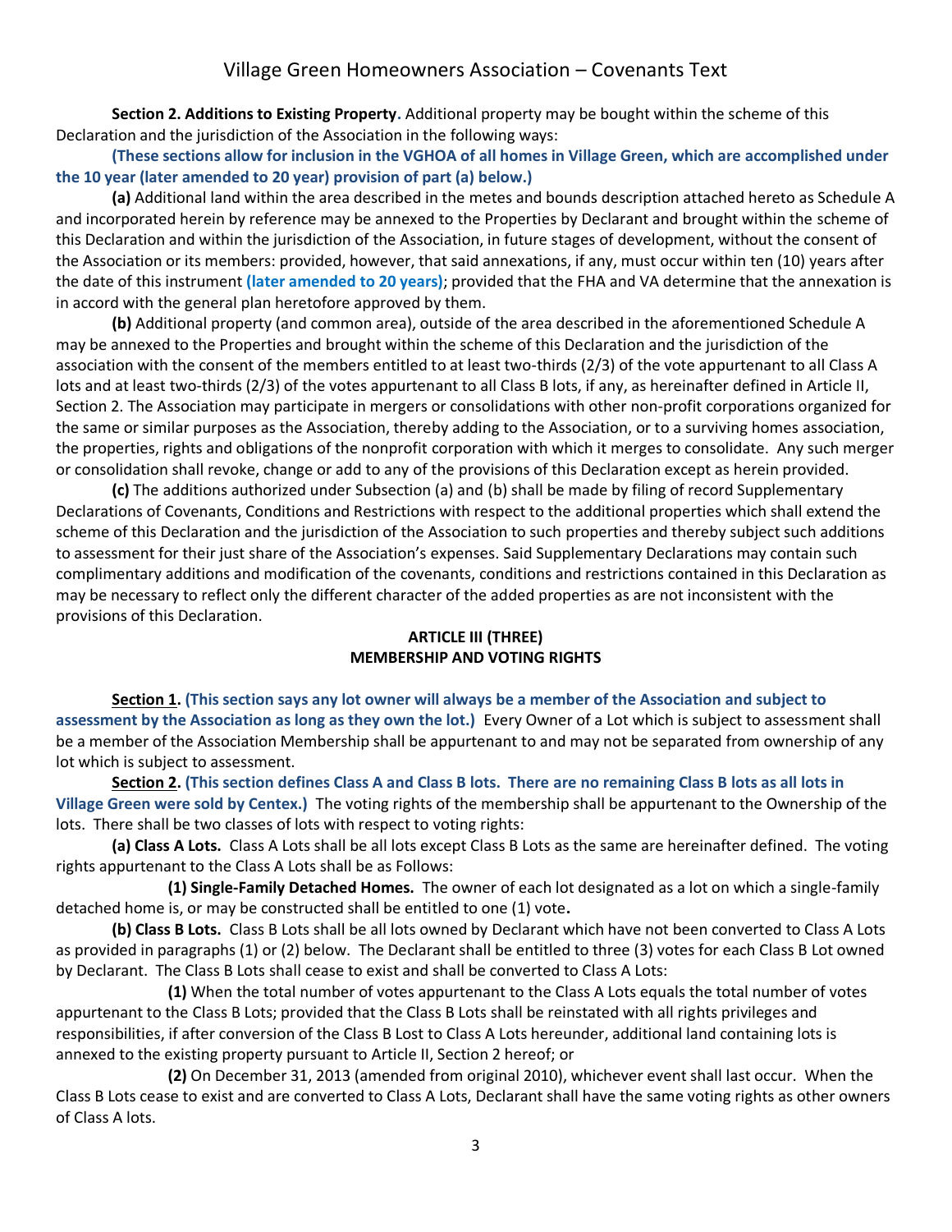**Section 2. Additions to Existing Property.** Additional property may be bought within the scheme of this Declaration and the jurisdiction of the Association in the following ways:

**(These sections allow for inclusion in the VGHOA of all homes in Village Green, which are accomplished under the 10 year (later amended to 20 year) provision of part (a) below.)**

**(a)** Additional land within the area described in the metes and bounds description attached hereto as Schedule A and incorporated herein by reference may be annexed to the Properties by Declarant and brought within the scheme of this Declaration and within the jurisdiction of the Association, in future stages of development, without the consent of the Association or its members: provided, however, that said annexations, if any, must occur within ten (10) years after the date of this instrument **(later amended to 20 years)**; provided that the FHA and VA determine that the annexation is in accord with the general plan heretofore approved by them.

**(b)** Additional property (and common area), outside of the area described in the aforementioned Schedule A may be annexed to the Properties and brought within the scheme of this Declaration and the jurisdiction of the association with the consent of the members entitled to at least two-thirds (2/3) of the vote appurtenant to all Class A lots and at least two-thirds (2/3) of the votes appurtenant to all Class B lots, if any, as hereinafter defined in Article II, Section 2. The Association may participate in mergers or consolidations with other non-profit corporations organized for the same or similar purposes as the Association, thereby adding to the Association, or to a surviving homes association, the properties, rights and obligations of the nonprofit corporation with which it merges to consolidate. Any such merger or consolidation shall revoke, change or add to any of the provisions of this Declaration except as herein provided.

**(c)** The additions authorized under Subsection (a) and (b) shall be made by filing of record Supplementary Declarations of Covenants, Conditions and Restrictions with respect to the additional properties which shall extend the scheme of this Declaration and the jurisdiction of the Association to such properties and thereby subject such additions to assessment for their just share of the Association's expenses. Said Supplementary Declarations may contain such complimentary additions and modification of the covenants, conditions and restrictions contained in this Declaration as may be necessary to reflect only the different character of the added properties as are not inconsistent with the provisions of this Declaration.

## ARTICLE III (THREE)
## MEMBERSHIP AND VOTING RIGHTS

**Section 1. (This section says any lot owner will always be a member of the Association and subject to assessment by the Association as long as they own the lot.)** Every Owner of a Lot which is subject to assessment shall be a member of the Association Membership shall be appurtenant to and may not be separated from ownership of any lot which is subject to assessment.

**Section 2. (This section defines Class A and Class B lots. There are no remaining Class B lots as all lots in Village Green were sold by Centex.)** The voting rights of the membership shall be appurtenant to the Ownership of the lots. There shall be two classes of lots with respect to voting rights:

**(a) Class A Lots.** Class A Lots shall be all lots except Class B Lots as the same are hereinafter defined. The voting rights appurtenant to the Class A Lots shall be as Follows:

**(1) Single-Family Detached Homes.** The owner of each lot designated as a lot on which a single-family detached home is, or may be constructed shall be entitled to one (1) vote**.**

**(b) Class B Lots.** Class B Lots shall be all lots owned by Declarant which have not been converted to Class A Lots as provided in paragraphs (1) or (2) below. The Declarant shall be entitled to three (3) votes for each Class B Lot owned by Declarant. The Class B Lots shall cease to exist and shall be converted to Class A Lots:

**(1)** When the total number of votes appurtenant to the Class A Lots equals the total number of votes appurtenant to the Class B Lots; provided that the Class B Lots shall be reinstated with all rights privileges and responsibilities, if after conversion of the Class B Lost to Class A Lots hereunder, additional land containing lots is annexed to the existing property pursuant to Article II, Section 2 hereof; or

**(2)** On December 31, 2013 (amended from original 2010), whichever event shall last occur. When the Class B Lots cease to exist and are converted to Class A Lots, Declarant shall have the same voting rights as other owners of Class A lots.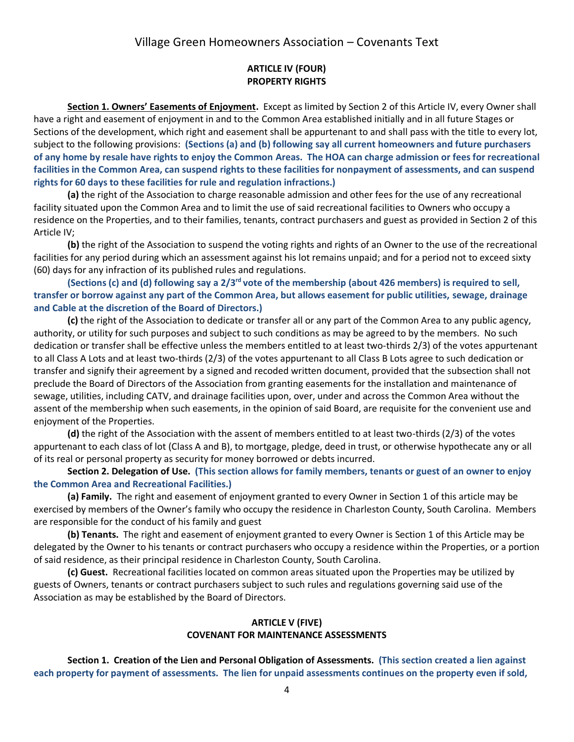## ARTICLE IV (FOUR)
## PROPERTY RIGHTS

**<u>Section 1. Owners' Easements of Enjoyment</u>.** Except as limited by Section 2 of this Article IV, every Owner shall have a right and easement of enjoyment in and to the Common Area established initially and in all future Stages or Sections of the development, which right and easement shall be appurtenant to and shall pass with the title to every lot, subject to the following provisions: **(Sections (a) and (b) following say all current homeowners and future purchasers of any home by resale have rights to enjoy the Common Areas. The HOA can charge admission or fees for recreational facilities in the Common Area, can suspend rights to these facilities for nonpayment of assessments, and can suspend rights for 60 days to these facilities for rule and regulation infractions.)**

**(a)** the right of the Association to charge reasonable admission and other fees for the use of any recreational facility situated upon the Common Area and to limit the use of said recreational facilities to Owners who occupy a residence on the Properties, and to their families, tenants, contract purchasers and guest as provided in Section 2 of this Article IV;

**(b)** the right of the Association to suspend the voting rights and rights of an Owner to the use of the recreational facilities for any period during which an assessment against his lot remains unpaid; and for a period not to exceed sixty (60) days for any infraction of its published rules and regulations.

**(Sections (c) and (d) following say a 2/3rd vote of the membership (about 426 members) is required to sell, transfer or borrow against any part of the Common Area, but allows easement for public utilities, sewage, drainage and Cable at the discretion of the Board of Directors.)**

**(c)** the right of the Association to dedicate or transfer all or any part of the Common Area to any public agency, authority, or utility for such purposes and subject to such conditions as may be agreed to by the members. No such dedication or transfer shall be effective unless the members entitled to at least two-thirds 2/3) of the votes appurtenant to all Class A Lots and at least two-thirds (2/3) of the votes appurtenant to all Class B Lots agree to such dedication or transfer and signify their agreement by a signed and recoded written document, provided that the subsection shall not preclude the Board of Directors of the Association from granting easements for the installation and maintenance of sewage, utilities, including CATV, and drainage facilities upon, over, under and across the Common Area without the assent of the membership when such easements, in the opinion of said Board, are requisite for the convenient use and enjoyment of the Properties.

**(d)** the right of the Association with the assent of members entitled to at least two-thirds (2/3) of the votes appurtenant to each class of lot (Class A and B), to mortgage, pledge, deed in trust, or otherwise hypothecate any or all of its real or personal property as security for money borrowed or debts incurred.

**Section 2. Delegation of Use. (This section allows for family members, tenants or guest of an owner to enjoy the Common Area and Recreational Facilities.)**

**(a) Family.** The right and easement of enjoyment granted to every Owner in Section 1 of this article may be exercised by members of the Owner's family who occupy the residence in Charleston County, South Carolina. Members are responsible for the conduct of his family and guest

**(b) Tenants.** The right and easement of enjoyment granted to every Owner is Section 1 of this Article may be delegated by the Owner to his tenants or contract purchasers who occupy a residence within the Properties, or a portion of said residence, as their principal residence in Charleston County, South Carolina.

**(c) Guest.** Recreational facilities located on common areas situated upon the Properties may be utilized by guests of Owners, tenants or contract purchasers subject to such rules and regulations governing said use of the Association as may be established by the Board of Directors.

## ARTICLE V (FIVE)
## COVENANT FOR MAINTENANCE ASSESSMENTS

**Section 1. Creation of the Lien and Personal Obligation of Assessments. (This section created a lien against each property for payment of assessments. The lien for unpaid assessments continues on the property even if sold,**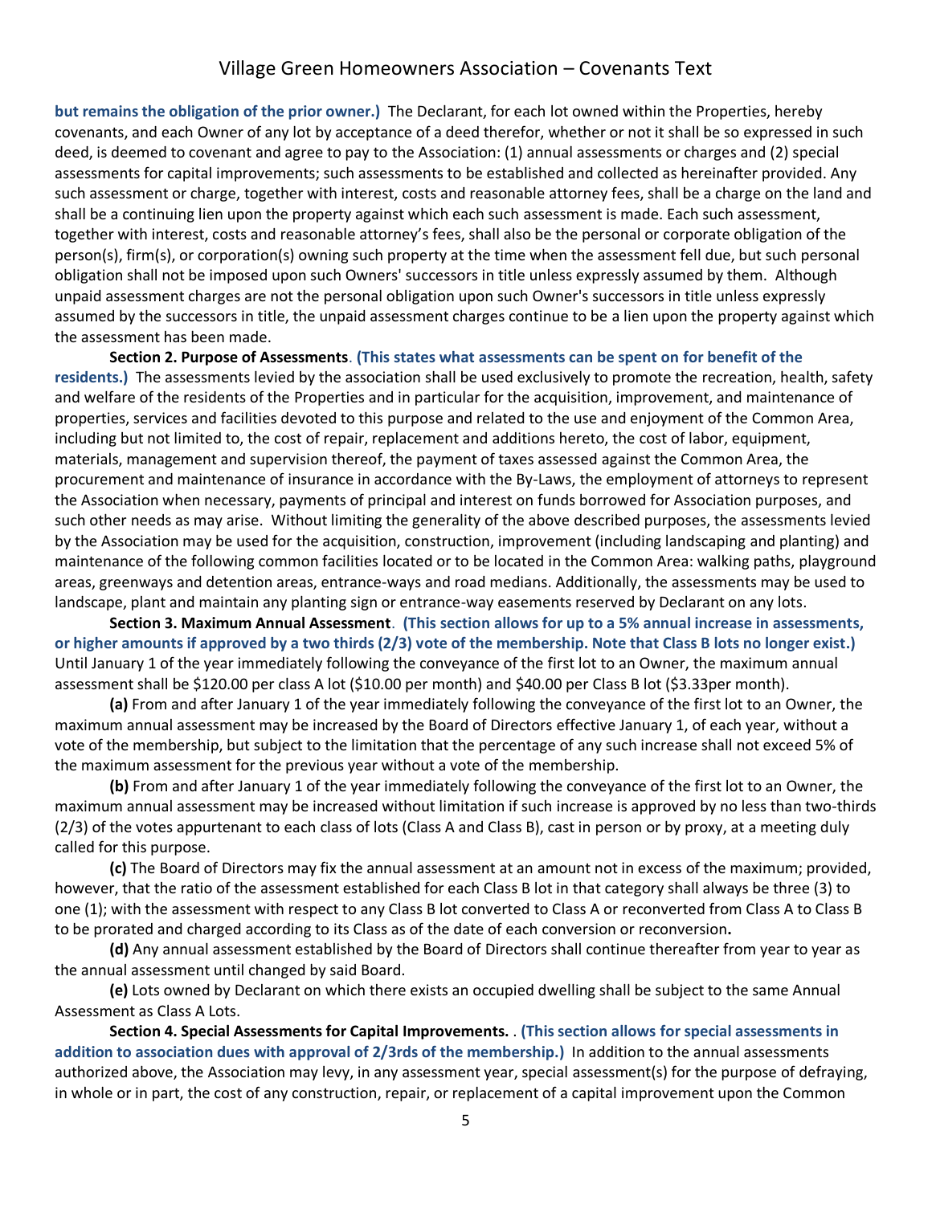**but remains the obligation of the prior owner.)** The Declarant, for each lot owned within the Properties, hereby covenants, and each Owner of any lot by acceptance of a deed therefor, whether or not it shall be so expressed in such deed, is deemed to covenant and agree to pay to the Association: (1) annual assessments or charges and (2) special assessments for capital improvements; such assessments to be established and collected as hereinafter provided. Any such assessment or charge, together with interest, costs and reasonable attorney fees, shall be a charge on the land and shall be a continuing lien upon the property against which each such assessment is made. Each such assessment, together with interest, costs and reasonable attorney's fees, shall also be the personal or corporate obligation of the person(s), firm(s), or corporation(s) owning such property at the time when the assessment fell due, but such personal obligation shall not be imposed upon such Owners' successors in title unless expressly assumed by them. Although unpaid assessment charges are not the personal obligation upon such Owner's successors in title unless expressly assumed by the successors in title, the unpaid assessment charges continue to be a lien upon the property against which the assessment has been made.

**Section 2. Purpose of Assessments**. **(This states what assessments can be spent on for benefit of the residents.)** The assessments levied by the association shall be used exclusively to promote the recreation, health, safety and welfare of the residents of the Properties and in particular for the acquisition, improvement, and maintenance of properties, services and facilities devoted to this purpose and related to the use and enjoyment of the Common Area, including but not limited to, the cost of repair, replacement and additions hereto, the cost of labor, equipment, materials, management and supervision thereof, the payment of taxes assessed against the Common Area, the procurement and maintenance of insurance in accordance with the By-Laws, the employment of attorneys to represent the Association when necessary, payments of principal and interest on funds borrowed for Association purposes, and such other needs as may arise. Without limiting the generality of the above described purposes, the assessments levied by the Association may be used for the acquisition, construction, improvement (including landscaping and planting) and maintenance of the following common facilities located or to be located in the Common Area: walking paths, playground areas, greenways and detention areas, entrance-ways and road medians. Additionally, the assessments may be used to landscape, plant and maintain any planting sign or entrance-way easements reserved by Declarant on any lots.

**Section 3. Maximum Annual Assessment**. **(This section allows for up to a 5% annual increase in assessments, or higher amounts if approved by a two thirds (2/3) vote of the membership. Note that Class B lots no longer exist.)** Until January 1 of the year immediately following the conveyance of the first lot to an Owner, the maximum annual assessment shall be $120.00 per class A lot ($10.00 per month) and $40.00 per Class B lot ($3.33per month).

**(a)** From and after January 1 of the year immediately following the conveyance of the first lot to an Owner, the maximum annual assessment may be increased by the Board of Directors effective January 1, of each year, without a vote of the membership, but subject to the limitation that the percentage of any such increase shall not exceed 5% of the maximum assessment for the previous year without a vote of the membership.

**(b)** From and after January 1 of the year immediately following the conveyance of the first lot to an Owner, the maximum annual assessment may be increased without limitation if such increase is approved by no less than two-thirds (2/3) of the votes appurtenant to each class of lots (Class A and Class B), cast in person or by proxy, at a meeting duly called for this purpose.

**(c)** The Board of Directors may fix the annual assessment at an amount not in excess of the maximum; provided, however, that the ratio of the assessment established for each Class B lot in that category shall always be three (3) to one (1); with the assessment with respect to any Class B lot converted to Class A or reconverted from Class A to Class B to be prorated and charged according to its Class as of the date of each conversion or reconversion**.**

**(d)** Any annual assessment established by the Board of Directors shall continue thereafter from year to year as the annual assessment until changed by said Board.

**(e)** Lots owned by Declarant on which there exists an occupied dwelling shall be subject to the same Annual Assessment as Class A Lots.

**Section 4. Special Assessments for Capital Improvements.** . **(This section allows for special assessments in addition to association dues with approval of 2/3rds of the membership.)** In addition to the annual assessments authorized above, the Association may levy, in any assessment year, special assessment(s) for the purpose of defraying, in whole or in part, the cost of any construction, repair, or replacement of a capital improvement upon the Common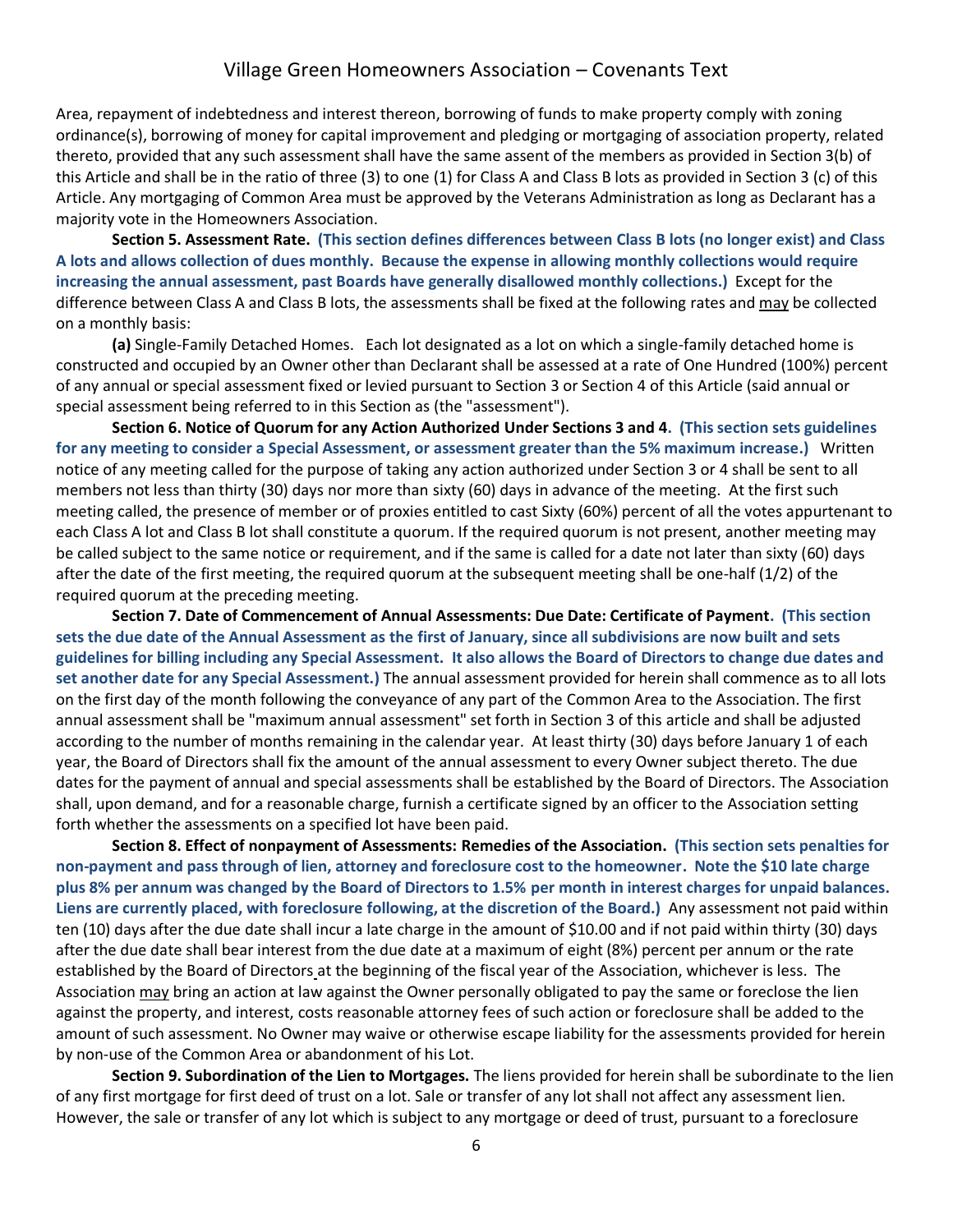Area, repayment of indebtedness and interest thereon, borrowing of funds to make property comply with zoning ordinance(s), borrowing of money for capital improvement and pledging or mortgaging of association property, related thereto, provided that any such assessment shall have the same assent of the members as provided in Section 3(b) of this Article and shall be in the ratio of three (3) to one (1) for Class A and Class B lots as provided in Section 3 (c) of this Article. Any mortgaging of Common Area must be approved by the Veterans Administration as long as Declarant has a majority vote in the Homeowners Association.

**Section 5. Assessment Rate. (This section defines differences between Class B lots (no longer exist) and Class A lots and allows collection of dues monthly. Because the expense in allowing monthly collections would require increasing the annual assessment, past Boards have generally disallowed monthly collections.)** Except for the difference between Class A and Class B lots, the assessments shall be fixed at the following rates and may be collected on a monthly basis:

**(a)** Single-Family Detached Homes. Each lot designated as a lot on which a single-family detached home is constructed and occupied by an Owner other than Declarant shall be assessed at a rate of One Hundred (100%) percent of any annual or special assessment fixed or levied pursuant to Section 3 or Section 4 of this Article (said annual or special assessment being referred to in this Section as (the "assessment").

**Section 6. Notice of Quorum for any Action Authorized Under Sections 3 and 4. (This section sets guidelines for any meeting to consider a Special Assessment, or assessment greater than the 5% maximum increase.)** Written notice of any meeting called for the purpose of taking any action authorized under Section 3 or 4 shall be sent to all members not less than thirty (30) days nor more than sixty (60) days in advance of the meeting. At the first such meeting called, the presence of member or of proxies entitled to cast Sixty (60%) percent of all the votes appurtenant to each Class A lot and Class B lot shall constitute a quorum. If the required quorum is not present, another meeting may be called subject to the same notice or requirement, and if the same is called for a date not later than sixty (60) days after the date of the first meeting, the required quorum at the subsequent meeting shall be one-half (1/2) of the required quorum at the preceding meeting.

**Section 7. Date of Commencement of Annual Assessments: Due Date: Certificate of Payment. (This section sets the due date of the Annual Assessment as the first of January, since all subdivisions are now built and sets guidelines for billing including any Special Assessment. It also allows the Board of Directors to change due dates and set another date for any Special Assessment.)** The annual assessment provided for herein shall commence as to all lots on the first day of the month following the conveyance of any part of the Common Area to the Association. The first annual assessment shall be "maximum annual assessment" set forth in Section 3 of this article and shall be adjusted according to the number of months remaining in the calendar year. At least thirty (30) days before January 1 of each year, the Board of Directors shall fix the amount of the annual assessment to every Owner subject thereto. The due dates for the payment of annual and special assessments shall be established by the Board of Directors. The Association shall, upon demand, and for a reasonable charge, furnish a certificate signed by an officer to the Association setting forth whether the assessments on a specified lot have been paid.

**Section 8. Effect of nonpayment of Assessments: Remedies of the Association. (This section sets penalties for non-payment and pass through of lien, attorney and foreclosure cost to the homeowner. Note the $10 late charge plus 8% per annum was changed by the Board of Directors to 1.5% per month in interest charges for unpaid balances. Liens are currently placed, with foreclosure following, at the discretion of the Board.)** Any assessment not paid within ten (10) days after the due date shall incur a late charge in the amount of $10.00 and if not paid within thirty (30) days after the due date shall bear interest from the due date at a maximum of eight (8%) percent per annum or the rate established by the Board of Directors at the beginning of the fiscal year of the Association, whichever is less. The Association may bring an action at law against the Owner personally obligated to pay the same or foreclose the lien against the property, and interest, costs reasonable attorney fees of such action or foreclosure shall be added to the amount of such assessment. No Owner may waive or otherwise escape liability for the assessments provided for herein by non-use of the Common Area or abandonment of his Lot.

**Section 9. Subordination of the Lien to Mortgages.** The liens provided for herein shall be subordinate to the lien of any first mortgage for first deed of trust on a lot. Sale or transfer of any lot shall not affect any assessment lien. However, the sale or transfer of any lot which is subject to any mortgage or deed of trust, pursuant to a foreclosure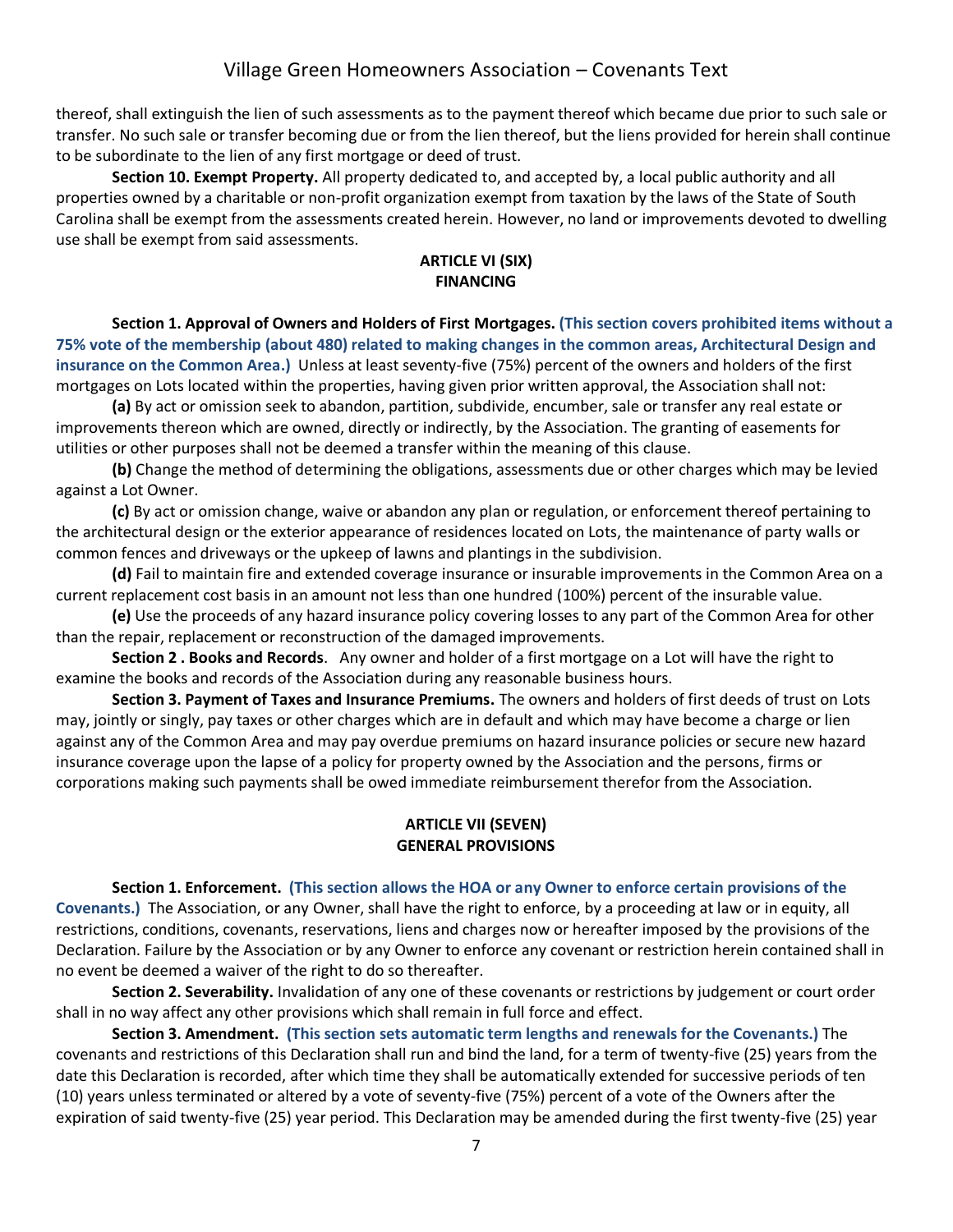thereof, shall extinguish the lien of such assessments as to the payment thereof which became due prior to such sale or transfer. No such sale or transfer becoming due or from the lien thereof, but the liens provided for herein shall continue to be subordinate to the lien of any first mortgage or deed of trust.

**Section 10. Exempt Property.** All property dedicated to, and accepted by, a local public authority and all properties owned by a charitable or non-profit organization exempt from taxation by the laws of the State of South Carolina shall be exempt from the assessments created herein. However, no land or improvements devoted to dwelling use shall be exempt from said assessments.

## ARTICLE VI (SIX)
## FINANCING

**Section 1. Approval of Owners and Holders of First Mortgages.** **(This section covers prohibited items without a 75% vote of the membership (about 480) related to making changes in the common areas, Architectural Design and insurance on the Common Area.)** Unless at least seventy-five (75%) percent of the owners and holders of the first mortgages on Lots located within the properties, having given prior written approval, the Association shall not:

**(a)** By act or omission seek to abandon, partition, subdivide, encumber, sale or transfer any real estate or improvements thereon which are owned, directly or indirectly, by the Association. The granting of easements for utilities or other purposes shall not be deemed a transfer within the meaning of this clause.

**(b)** Change the method of determining the obligations, assessments due or other charges which may be levied against a Lot Owner.

**(c)** By act or omission change, waive or abandon any plan or regulation, or enforcement thereof pertaining to the architectural design or the exterior appearance of residences located on Lots, the maintenance of party walls or common fences and driveways or the upkeep of lawns and plantings in the subdivision.

**(d)** Fail to maintain fire and extended coverage insurance or insurable improvements in the Common Area on a current replacement cost basis in an amount not less than one hundred (100%) percent of the insurable value.

**(e)** Use the proceeds of any hazard insurance policy covering losses to any part of the Common Area for other than the repair, replacement or reconstruction of the damaged improvements.

**Section 2 . Books and Records**. Any owner and holder of a first mortgage on a Lot will have the right to examine the books and records of the Association during any reasonable business hours.

**Section 3. Payment of Taxes and Insurance Premiums.** The owners and holders of first deeds of trust on Lots may, jointly or singly, pay taxes or other charges which are in default and which may have become a charge or lien against any of the Common Area and may pay overdue premiums on hazard insurance policies or secure new hazard insurance coverage upon the lapse of a policy for property owned by the Association and the persons, firms or corporations making such payments shall be owed immediate reimbursement therefor from the Association.

## ARTICLE VII (SEVEN)
## GENERAL PROVISIONS

**Section 1. Enforcement.** **(This section allows the HOA or any Owner to enforce certain provisions of the Covenants.)** The Association, or any Owner, shall have the right to enforce, by a proceeding at law or in equity, all restrictions, conditions, covenants, reservations, liens and charges now or hereafter imposed by the provisions of the Declaration. Failure by the Association or by any Owner to enforce any covenant or restriction herein contained shall in no event be deemed a waiver of the right to do so thereafter.

**Section 2. Severability.** Invalidation of any one of these covenants or restrictions by judgement or court order shall in no way affect any other provisions which shall remain in full force and effect.

**Section 3. Amendment.** **(This section sets automatic term lengths and renewals for the Covenants.)** The covenants and restrictions of this Declaration shall run and bind the land, for a term of twenty-five (25) years from the date this Declaration is recorded, after which time they shall be automatically extended for successive periods of ten (10) years unless terminated or altered by a vote of seventy-five (75%) percent of a vote of the Owners after the expiration of said twenty-five (25) year period. This Declaration may be amended during the first twenty-five (25) year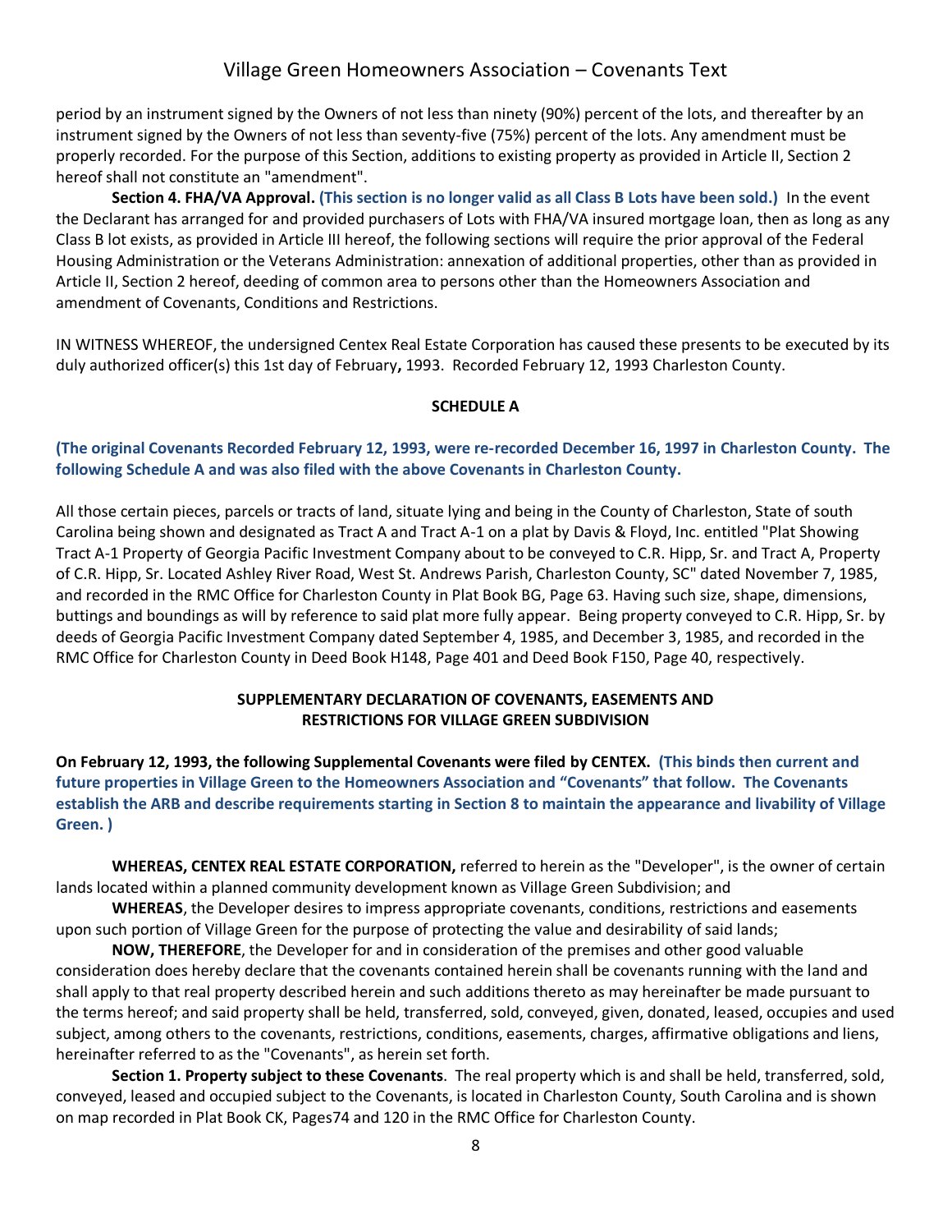period by an instrument signed by the Owners of not less than ninety (90%) percent of the lots, and thereafter by an instrument signed by the Owners of not less than seventy-five (75%) percent of the lots. Any amendment must be properly recorded. For the purpose of this Section, additions to existing property as provided in Article II, Section 2 hereof shall not constitute an "amendment".

**Section 4. FHA/VA Approval.** **(This section is no longer valid as all Class B Lots have been sold.)** In the event the Declarant has arranged for and provided purchasers of Lots with FHA/VA insured mortgage loan, then as long as any Class B lot exists, as provided in Article III hereof, the following sections will require the prior approval of the Federal Housing Administration or the Veterans Administration: annexation of additional properties, other than as provided in Article II, Section 2 hereof, deeding of common area to persons other than the Homeowners Association and amendment of Covenants, Conditions and Restrictions.

IN WITNESS WHEREOF, the undersigned Centex Real Estate Corporation has caused these presents to be executed by its duly authorized officer(s) this 1st day of February**,** 1993. Recorded February 12, 1993 Charleston County.

**SCHEDULE A**

**(The original Covenants Recorded February 12, 1993, were re-recorded December 16, 1997 in Charleston County. The following Schedule A and was also filed with the above Covenants in Charleston County.**

All those certain pieces, parcels or tracts of land, situate lying and being in the County of Charleston, State of south Carolina being shown and designated as Tract A and Tract A-1 on a plat by Davis & Floyd, Inc. entitled "Plat Showing Tract A-1 Property of Georgia Pacific Investment Company about to be conveyed to C.R. Hipp, Sr. and Tract A, Property of C.R. Hipp, Sr. Located Ashley River Road, West St. Andrews Parish, Charleston County, SC" dated November 7, 1985, and recorded in the RMC Office for Charleston County in Plat Book BG, Page 63. Having such size, shape, dimensions, buttings and boundings as will by reference to said plat more fully appear. Being property conveyed to C.R. Hipp, Sr. by deeds of Georgia Pacific Investment Company dated September 4, 1985, and December 3, 1985, and recorded in the RMC Office for Charleston County in Deed Book H148, Page 401 and Deed Book F150, Page 40, respectively.

**SUPPLEMENTARY DECLARATION OF COVENANTS, EASEMENTS AND RESTRICTIONS FOR VILLAGE GREEN SUBDIVISION**

**On February 12, 1993, the following Supplemental Covenants were filed by CENTEX. (This binds then current and future properties in Village Green to the Homeowners Association and "Covenants" that follow. The Covenants establish the ARB and describe requirements starting in Section 8 to maintain the appearance and livability of Village Green. )**

**WHEREAS, CENTEX REAL ESTATE CORPORATION,** referred to herein as the "Developer", is the owner of certain lands located within a planned community development known as Village Green Subdivision; and

**WHEREAS**, the Developer desires to impress appropriate covenants, conditions, restrictions and easements upon such portion of Village Green for the purpose of protecting the value and desirability of said lands;

**NOW, THEREFORE**, the Developer for and in consideration of the premises and other good valuable consideration does hereby declare that the covenants contained herein shall be covenants running with the land and shall apply to that real property described herein and such additions thereto as may hereinafter be made pursuant to the terms hereof; and said property shall be held, transferred, sold, conveyed, given, donated, leased, occupies and used subject, among others to the covenants, restrictions, conditions, easements, charges, affirmative obligations and liens, hereinafter referred to as the "Covenants", as herein set forth.

**Section 1. Property subject to these Covenants**. The real property which is and shall be held, transferred, sold, conveyed, leased and occupied subject to the Covenants, is located in Charleston County, South Carolina and is shown on map recorded in Plat Book CK, Pages74 and 120 in the RMC Office for Charleston County.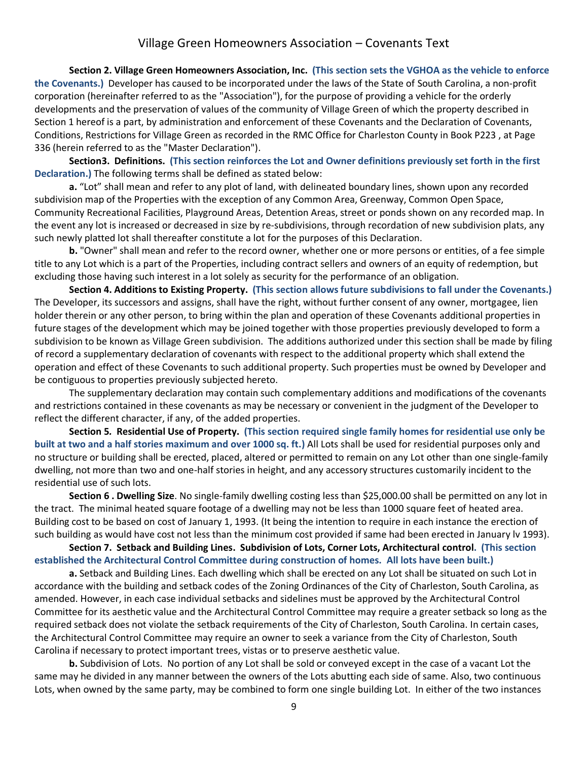**Section 2. Village Green Homeowners Association, Inc.** **(This section sets the VGHOA as the vehicle to enforce the Covenants.)** Developer has caused to be incorporated under the laws of the State of South Carolina, a non-profit corporation (hereinafter referred to as the "Association"), for the purpose of providing a vehicle for the orderly developments and the preservation of values of the community of Village Green of which the property described in Section 1 hereof is a part, by administration and enforcement of these Covenants and the Declaration of Covenants, Conditions, Restrictions for Village Green as recorded in the RMC Office for Charleston County in Book P223 , at Page 336 (herein referred to as the "Master Declaration").

**Section3. Definitions.** **(This section reinforces the Lot and Owner definitions previously set forth in the first Declaration.)** The following terms shall be defined as stated below:

**a.** “Lot” shall mean and refer to any plot of land, with delineated boundary lines, shown upon any recorded subdivision map of the Properties with the exception of any Common Area, Greenway, Common Open Space, Community Recreational Facilities, Playground Areas, Detention Areas, street or ponds shown on any recorded map. In the event any lot is increased or decreased in size by re-subdivisions, through recordation of new subdivision plats, any such newly platted lot shall thereafter constitute a lot for the purposes of this Declaration.

**b.** "Owner" shall mean and refer to the record owner, whether one or more persons or entities, of a fee simple title to any Lot which is a part of the Properties, including contract sellers and owners of an equity of redemption, but excluding those having such interest in a lot solely as security for the performance of an obligation.

**Section 4. Additions to Existing Property.** **(This section allows future subdivisions to fall under the Covenants.)** The Developer, its successors and assigns, shall have the right, without further consent of any owner, mortgagee, lien holder therein or any other person, to bring within the plan and operation of these Covenants additional properties in future stages of the development which may be joined together with those properties previously developed to form a subdivision to be known as Village Green subdivision. The additions authorized under this section shall be made by filing of record a supplementary declaration of covenants with respect to the additional property which shall extend the operation and effect of these Covenants to such additional property. Such properties must be owned by Developer and be contiguous to properties previously subjected hereto.

The supplementary declaration may contain such complementary additions and modifications of the covenants and restrictions contained in these covenants as may be necessary or convenient in the judgment of the Developer to reflect the different character, if any, of the added properties.

**Section 5. Residential Use of Property.** **(This section required single family homes for residential use only be built at two and a half stories maximum and over 1000 sq. ft.)** All Lots shall be used for residential purposes only and no structure or building shall be erected, placed, altered or permitted to remain on any Lot other than one single-family dwelling, not more than two and one-half stories in height, and any accessory structures customarily incident to the residential use of such lots.

**Section 6 . Dwelling Size**. No single-family dwelling costing less than $25,000.00 shall be permitted on any lot in the tract. The minimal heated square footage of a dwelling may not be less than 1000 square feet of heated area. Building cost to be based on cost of January 1, 1993. (It being the intention to require in each instance the erection of such building as would have cost not less than the minimum cost provided if same had been erected in January lv 1993).

**Section 7. Setback and Building Lines. Subdivision of Lots, Corner Lots, Architectural control.** **(This section established the Architectural Control Committee during construction of homes. All lots have been built.)**

**a.** Setback and Building Lines. Each dwelling which shall be erected on any Lot shall be situated on such Lot in accordance with the building and setback codes of the Zoning Ordinances of the City of Charleston, South Carolina, as amended. However, in each case individual setbacks and sidelines must be approved by the Architectural Control Committee for its aesthetic value and the Architectural Control Committee may require a greater setback so long as the required setback does not violate the setback requirements of the City of Charleston, South Carolina. In certain cases, the Architectural Control Committee may require an owner to seek a variance from the City of Charleston, South Carolina if necessary to protect important trees, vistas or to preserve aesthetic value.

**b.** Subdivision of Lots. No portion of any Lot shall be sold or conveyed except in the case of a vacant Lot the same may he divided in any manner between the owners of the Lots abutting each side of same. Also, two continuous Lots, when owned by the same party, may be combined to form one single building Lot. In either of the two instances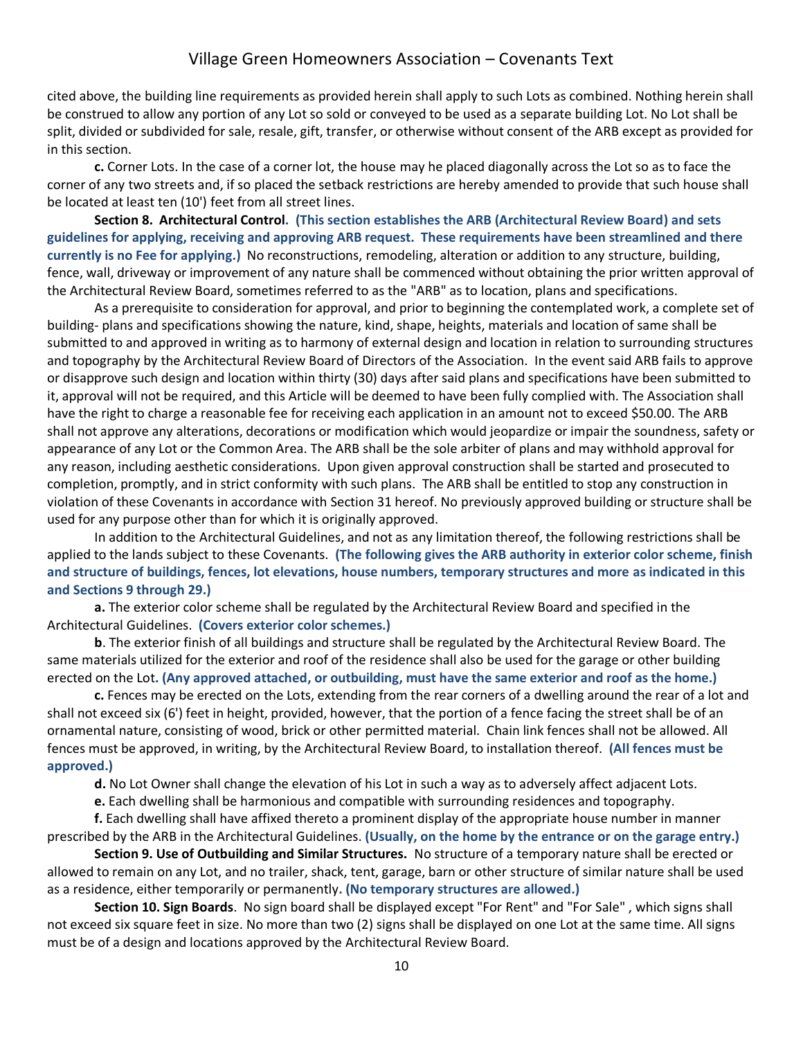cited above, the building line requirements as provided herein shall apply to such Lots as combined. Nothing herein shall be construed to allow any portion of any Lot so sold or conveyed to be used as a separate building Lot. No Lot shall be split, divided or subdivided for sale, resale, gift, transfer, or otherwise without consent of the ARB except as provided for in this section.

**c.** Corner Lots. In the case of a corner lot, the house may he placed diagonally across the Lot so as to face the corner of any two streets and, if so placed the setback restrictions are hereby amended to provide that such house shall be located at least ten (10') feet from all street lines.

**Section 8. Architectural Control. (This section establishes the ARB (Architectural Review Board) and sets guidelines for applying, receiving and approving ARB request. These requirements have been streamlined and there currently is no Fee for applying.)** No reconstructions, remodeling, alteration or addition to any structure, building, fence, wall, driveway or improvement of any nature shall be commenced without obtaining the prior written approval of the Architectural Review Board, sometimes referred to as the "ARB" as to location, plans and specifications.

As a prerequisite to consideration for approval, and prior to beginning the contemplated work, a complete set of building- plans and specifications showing the nature, kind, shape, heights, materials and location of same shall be submitted to and approved in writing as to harmony of external design and location in relation to surrounding structures and topography by the Architectural Review Board of Directors of the Association. In the event said ARB fails to approve or disapprove such design and location within thirty (30) days after said plans and specifications have been submitted to it, approval will not be required, and this Article will be deemed to have been fully complied with. The Association shall have the right to charge a reasonable fee for receiving each application in an amount not to exceed $50.00. The ARB shall not approve any alterations, decorations or modification which would jeopardize or impair the soundness, safety or appearance of any Lot or the Common Area. The ARB shall be the sole arbiter of plans and may withhold approval for any reason, including aesthetic considerations. Upon given approval construction shall be started and prosecuted to completion, promptly, and in strict conformity with such plans. The ARB shall be entitled to stop any construction in violation of these Covenants in accordance with Section 31 hereof. No previously approved building or structure shall be used for any purpose other than for which it is originally approved.

In addition to the Architectural Guidelines, and not as any limitation thereof, the following restrictions shall be applied to the lands subject to these Covenants. **(The following gives the ARB authority in exterior color scheme, finish and structure of buildings, fences, lot elevations, house numbers, temporary structures and more as indicated in this and Sections 9 through 29.)**

**a.** The exterior color scheme shall be regulated by the Architectural Review Board and specified in the Architectural Guidelines. **(Covers exterior color schemes.)**

**b**. The exterior finish of all buildings and structure shall be regulated by the Architectural Review Board. The same materials utilized for the exterior and roof of the residence shall also be used for the garage or other building erected on the Lot**. (Any approved attached, or outbuilding, must have the same exterior and roof as the home.)**

**c.** Fences may be erected on the Lots, extending from the rear corners of a dwelling around the rear of a lot and shall not exceed six (6') feet in height, provided, however, that the portion of a fence facing the street shall be of an ornamental nature, consisting of wood, brick or other permitted material. Chain link fences shall not be allowed. All fences must be approved, in writing, by the Architectural Review Board, to installation thereof. **(All fences must be approved.)**

**d.** No Lot Owner shall change the elevation of his Lot in such a way as to adversely affect adjacent Lots.

**e.** Each dwelling shall be harmonious and compatible with surrounding residences and topography.

**f.** Each dwelling shall have affixed thereto a prominent display of the appropriate house number in manner prescribed by the ARB in the Architectural Guidelines. **(Usually, on the home by the entrance or on the garage entry.)**

**Section 9. Use of Outbuilding and Similar Structures.** No structure of a temporary nature shall be erected or allowed to remain on any Lot, and no trailer, shack, tent, garage, barn or other structure of similar nature shall be used as a residence, either temporarily or permanently**. (No temporary structures are allowed.)**

**Section 10. Sign Boards**. No sign board shall be displayed except "For Rent" and "For Sale" , which signs shall not exceed six square feet in size. No more than two (2) signs shall be displayed on one Lot at the same time. All signs must be of a design and locations approved by the Architectural Review Board.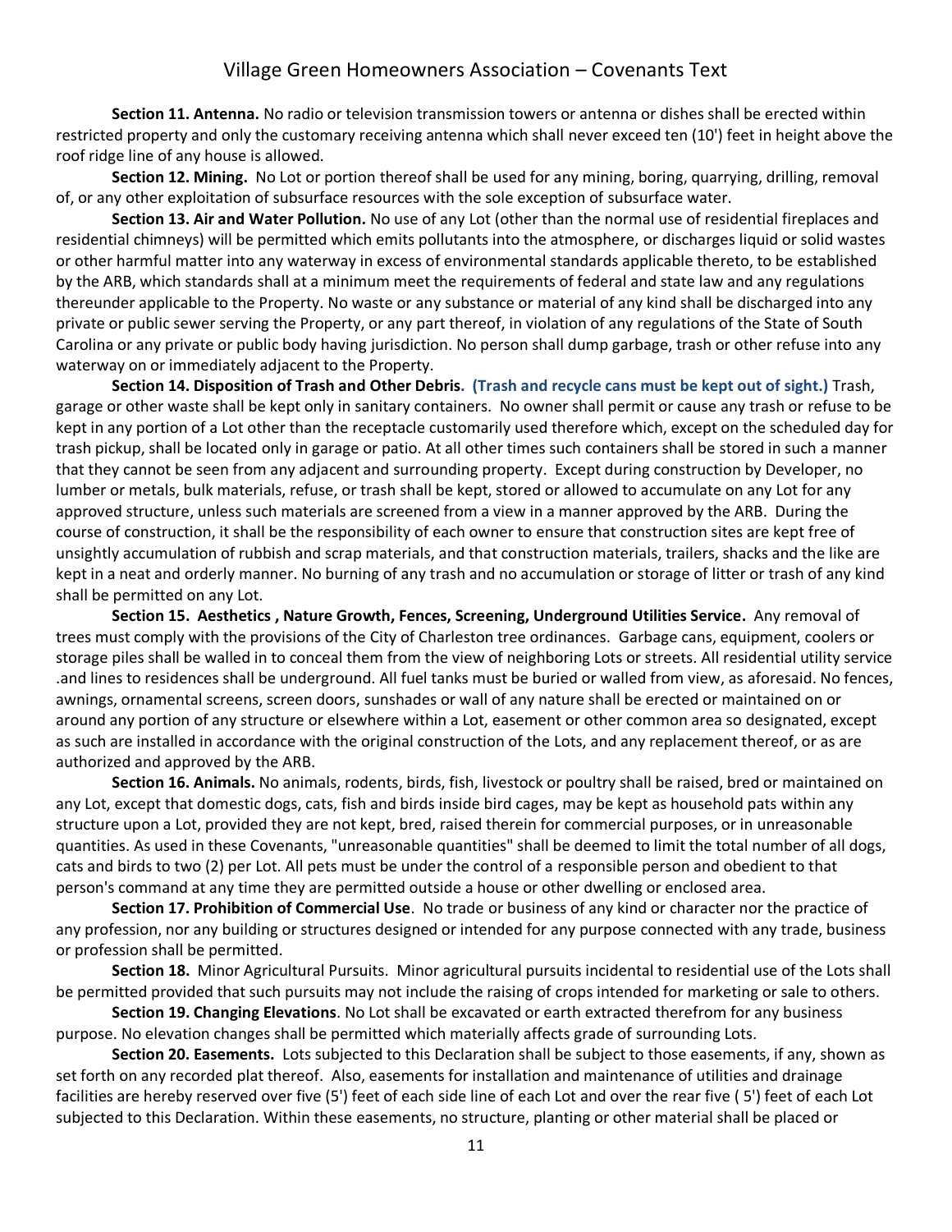**Section 11. Antenna.** No radio or television transmission towers or antenna or dishes shall be erected within restricted property and only the customary receiving antenna which shall never exceed ten (10') feet in height above the roof ridge line of any house is allowed.

**Section 12. Mining.** No Lot or portion thereof shall be used for any mining, boring, quarrying, drilling, removal of, or any other exploitation of subsurface resources with the sole exception of subsurface water.

**Section 13. Air and Water Pollution.** No use of any Lot (other than the normal use of residential fireplaces and residential chimneys) will be permitted which emits pollutants into the atmosphere, or discharges liquid or solid wastes or other harmful matter into any waterway in excess of environmental standards applicable thereto, to be established by the ARB, which standards shall at a minimum meet the requirements of federal and state law and any regulations thereunder applicable to the Property. No waste or any substance or material of any kind shall be discharged into any private or public sewer serving the Property, or any part thereof, in violation of any regulations of the State of South Carolina or any private or public body having jurisdiction. No person shall dump garbage, trash or other refuse into any waterway on or immediately adjacent to the Property.

**Section 14. Disposition of Trash and Other Debris. (Trash and recycle cans must be kept out of sight.)** Trash, garage or other waste shall be kept only in sanitary containers. No owner shall permit or cause any trash or refuse to be kept in any portion of a Lot other than the receptacle customarily used therefore which, except on the scheduled day for trash pickup, shall be located only in garage or patio. At all other times such containers shall be stored in such a manner that they cannot be seen from any adjacent and surrounding property. Except during construction by Developer, no lumber or metals, bulk materials, refuse, or trash shall be kept, stored or allowed to accumulate on any Lot for any approved structure, unless such materials are screened from a view in a manner approved by the ARB. During the course of construction, it shall be the responsibility of each owner to ensure that construction sites are kept free of unsightly accumulation of rubbish and scrap materials, and that construction materials, trailers, shacks and the like are kept in a neat and orderly manner. No burning of any trash and no accumulation or storage of litter or trash of any kind shall be permitted on any Lot.

**Section 15. Aesthetics , Nature Growth, Fences, Screening, Underground Utilities Service.** Any removal of trees must comply with the provisions of the City of Charleston tree ordinances. Garbage cans, equipment, coolers or storage piles shall be walled in to conceal them from the view of neighboring Lots or streets. All residential utility service .and lines to residences shall be underground. All fuel tanks must be buried or walled from view, as aforesaid. No fences, awnings, ornamental screens, screen doors, sunshades or wall of any nature shall be erected or maintained on or around any portion of any structure or elsewhere within a Lot, easement or other common area so designated, except as such are installed in accordance with the original construction of the Lots, and any replacement thereof, or as are authorized and approved by the ARB.

**Section 16. Animals.** No animals, rodents, birds, fish, livestock or poultry shall be raised, bred or maintained on any Lot, except that domestic dogs, cats, fish and birds inside bird cages, may be kept as household pats within any structure upon a Lot, provided they are not kept, bred, raised therein for commercial purposes, or in unreasonable quantities. As used in these Covenants, "unreasonable quantities" shall be deemed to limit the total number of all dogs, cats and birds to two (2) per Lot. All pets must be under the control of a responsible person and obedient to that person's command at any time they are permitted outside a house or other dwelling or enclosed area.

**Section 17. Prohibition of Commercial Use**. No trade or business of any kind or character nor the practice of any profession, nor any building or structures designed or intended for any purpose connected with any trade, business or profession shall be permitted.

**Section 18.** Minor Agricultural Pursuits. Minor agricultural pursuits incidental to residential use of the Lots shall be permitted provided that such pursuits may not include the raising of crops intended for marketing or sale to others.

**Section 19. Changing Elevations**. No Lot shall be excavated or earth extracted therefrom for any business purpose. No elevation changes shall be permitted which materially affects grade of surrounding Lots.

**Section 20. Easements.** Lots subjected to this Declaration shall be subject to those easements, if any, shown as set forth on any recorded plat thereof. Also, easements for installation and maintenance of utilities and drainage facilities are hereby reserved over five (5') feet of each side line of each Lot and over the rear five ( 5') feet of each Lot subjected to this Declaration. Within these easements, no structure, planting or other material shall be placed or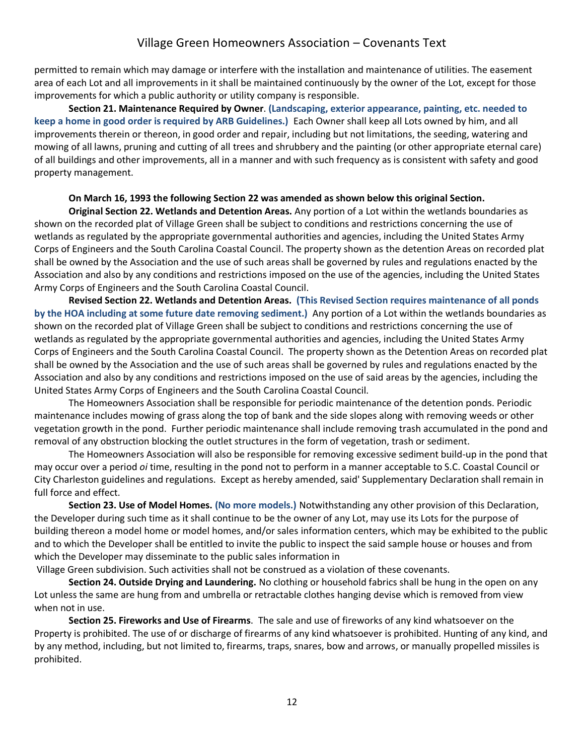permitted to remain which may damage or interfere with the installation and maintenance of utilities. The easement area of each Lot and all improvements in it shall be maintained continuously by the owner of the Lot, except for those improvements for which a public authority or utility company is responsible.

**Section 21. Maintenance Required by Owner**. **(Landscaping, exterior appearance, painting, etc. needed to keep a home in good order is required by ARB Guidelines.)** Each Owner shall keep all Lots owned by him, and all improvements therein or thereon, in good order and repair, including but not limitations, the seeding, watering and mowing of all lawns, pruning and cutting of all trees and shrubbery and the painting (or other appropriate eternal care) of all buildings and other improvements, all in a manner and with such frequency as is consistent with safety and good property management.

**On March 16, 1993 the following Section 22 was amended as shown below this original Section.**

**Original Section 22. Wetlands and Detention Areas.** Any portion of a Lot within the wetlands boundaries as shown on the recorded plat of Village Green shall be subject to conditions and restrictions concerning the use of wetlands as regulated by the appropriate governmental authorities and agencies, including the United States Army Corps of Engineers and the South Carolina Coastal Council. The property shown as the detention Areas on recorded plat shall be owned by the Association and the use of such areas shall be governed by rules and regulations enacted by the Association and also by any conditions and restrictions imposed on the use of the agencies, including the United States Army Corps of Engineers and the South Carolina Coastal Council.

**Revised Section 22. Wetlands and Detention Areas. (This Revised Section requires maintenance of all ponds by the HOA including at some future date removing sediment.)** Any portion of a Lot within the wetlands boundaries as shown on the recorded plat of Village Green shall be subject to conditions and restrictions concerning the use of wetlands as regulated by the appropriate governmental authorities and agencies, including the United States Army Corps of Engineers and the South Carolina Coastal Council. The property shown as the Detention Areas on recorded plat shall be owned by the Association and the use of such areas shall be governed by rules and regulations enacted by the Association and also by any conditions and restrictions imposed on the use of said areas by the agencies, including the United States Army Corps of Engineers and the South Carolina Coastal Council.

The Homeowners Association shall be responsible for periodic maintenance of the detention ponds. Periodic maintenance includes mowing of grass along the top of bank and the side slopes along with removing weeds or other vegetation growth in the pond. Further periodic maintenance shall include removing trash accumulated in the pond and removal of any obstruction blocking the outlet structures in the form of vegetation, trash or sediment.

The Homeowners Association will also be responsible for removing excessive sediment build-up in the pond that may occur over a period *oi* time, resulting in the pond not to perform in a manner acceptable to S.C. Coastal Council or City Charleston guidelines and regulations. Except as hereby amended, said' Supplementary Declaration shall remain in full force and effect.

**Section 23. Use of Model Homes. (No more models.)** Notwithstanding any other provision of this Declaration, the Developer during such time as it shall continue to be the owner of any Lot, may use its Lots for the purpose of building thereon a model home or model homes, and/or sales information centers, which may be exhibited to the public and to which the Developer shall be entitled to invite the public to inspect the said sample house or houses and from which the Developer may disseminate to the public sales information in Village Green subdivision. Such activities shall not be construed as a violation of these covenants.

**Section 24. Outside Drying and Laundering.** No clothing or household fabrics shall be hung in the open on any Lot unless the same are hung from and umbrella or retractable clothes hanging devise which is removed from view when not in use.

**Section 25. Fireworks and Use of Firearms**. The sale and use of fireworks of any kind whatsoever on the Property is prohibited. The use of or discharge of firearms of any kind whatsoever is prohibited. Hunting of any kind, and by any method, including, but not limited to, firearms, traps, snares, bow and arrows, or manually propelled missiles is prohibited.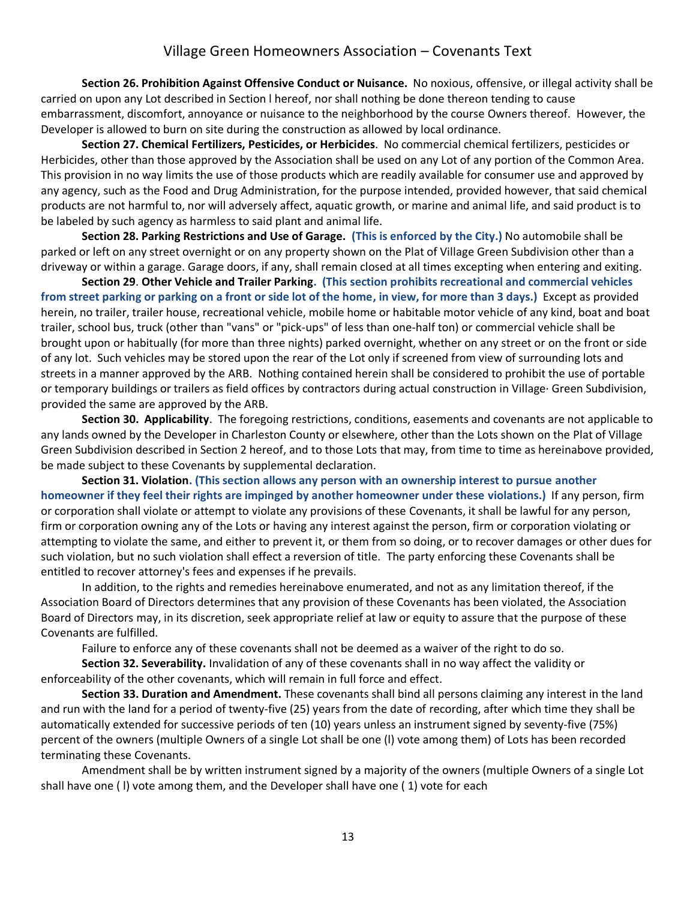**Section 26. Prohibition Against Offensive Conduct or Nuisance.** No noxious, offensive, or illegal activity shall be carried on upon any Lot described in Section l hereof, nor shall nothing be done thereon tending to cause embarrassment, discomfort, annoyance or nuisance to the neighborhood by the course Owners thereof. However, the Developer is allowed to burn on site during the construction as allowed by local ordinance.

**Section 27. Chemical Fertilizers, Pesticides, or Herbicides**. No commercial chemical fertilizers, pesticides or Herbicides, other than those approved by the Association shall be used on any Lot of any portion of the Common Area. This provision in no way limits the use of those products which are readily available for consumer use and approved by any agency, such as the Food and Drug Administration, for the purpose intended, provided however, that said chemical products are not harmful to, nor will adversely affect, aquatic growth, or marine and animal life, and said product is to be labeled by such agency as harmless to said plant and animal life.

**Section 28. Parking Restrictions and Use of Garage. (This is enforced by the City.)** No automobile shall be parked or left on any street overnight or on any property shown on the Plat of Village Green Subdivision other than a driveway or within a garage. Garage doors, if any, shall remain closed at all times excepting when entering and exiting.

**Section 29**. **Other Vehicle and Trailer Parking. (This section prohibits recreational and commercial vehicles from street parking or parking on a front or side lot of the home, in view, for more than 3 days.)** Except as provided herein, no trailer, trailer house, recreational vehicle, mobile home or habitable motor vehicle of any kind, boat and boat trailer, school bus, truck (other than "vans" or "pick-ups" of less than one-half ton) or commercial vehicle shall be brought upon or habitually (for more than three nights) parked overnight, whether on any street or on the front or side of any lot. Such vehicles may be stored upon the rear of the Lot only if screened from view of surrounding lots and streets in a manner approved by the ARB. Nothing contained herein shall be considered to prohibit the use of portable or temporary buildings or trailers as field offices by contractors during actual construction in Village· Green Subdivision, provided the same are approved by the ARB.

**Section 30. Applicability**. The foregoing restrictions, conditions, easements and covenants are not applicable to any lands owned by the Developer in Charleston County or elsewhere, other than the Lots shown on the Plat of Village Green Subdivision described in Section 2 hereof, and to those Lots that may, from time to time as hereinabove provided, be made subject to these Covenants by supplemental declaration.

**Section 31. Violation. (This section allows any person with an ownership interest to pursue another homeowner if they feel their rights are impinged by another homeowner under these violations.)** If any person, firm or corporation shall violate or attempt to violate any provisions of these Covenants, it shall be lawful for any person, firm or corporation owning any of the Lots or having any interest against the person, firm or corporation violating or attempting to violate the same, and either to prevent it, or them from so doing, or to recover damages or other dues for such violation, but no such violation shall effect a reversion of title. The party enforcing these Covenants shall be entitled to recover attorney's fees and expenses if he prevails.

In addition, to the rights and remedies hereinabove enumerated, and not as any limitation thereof, if the Association Board of Directors determines that any provision of these Covenants has been violated, the Association Board of Directors may, in its discretion, seek appropriate relief at law or equity to assure that the purpose of these Covenants are fulfilled.

Failure to enforce any of these covenants shall not be deemed as a waiver of the right to do so.

**Section 32. Severability.** Invalidation of any of these covenants shall in no way affect the validity or enforceability of the other covenants, which will remain in full force and effect.

**Section 33. Duration and Amendment.** These covenants shall bind all persons claiming any interest in the land and run with the land for a period of twenty-five (25) years from the date of recording, after which time they shall be automatically extended for successive periods of ten (10) years unless an instrument signed by seventy-five (75%) percent of the owners (multiple Owners of a single Lot shall be one (l) vote among them) of Lots has been recorded terminating these Covenants.

Amendment shall be by written instrument signed by a majority of the owners (multiple Owners of a single Lot shall have one ( l) vote among them, and the Developer shall have one ( 1) vote for each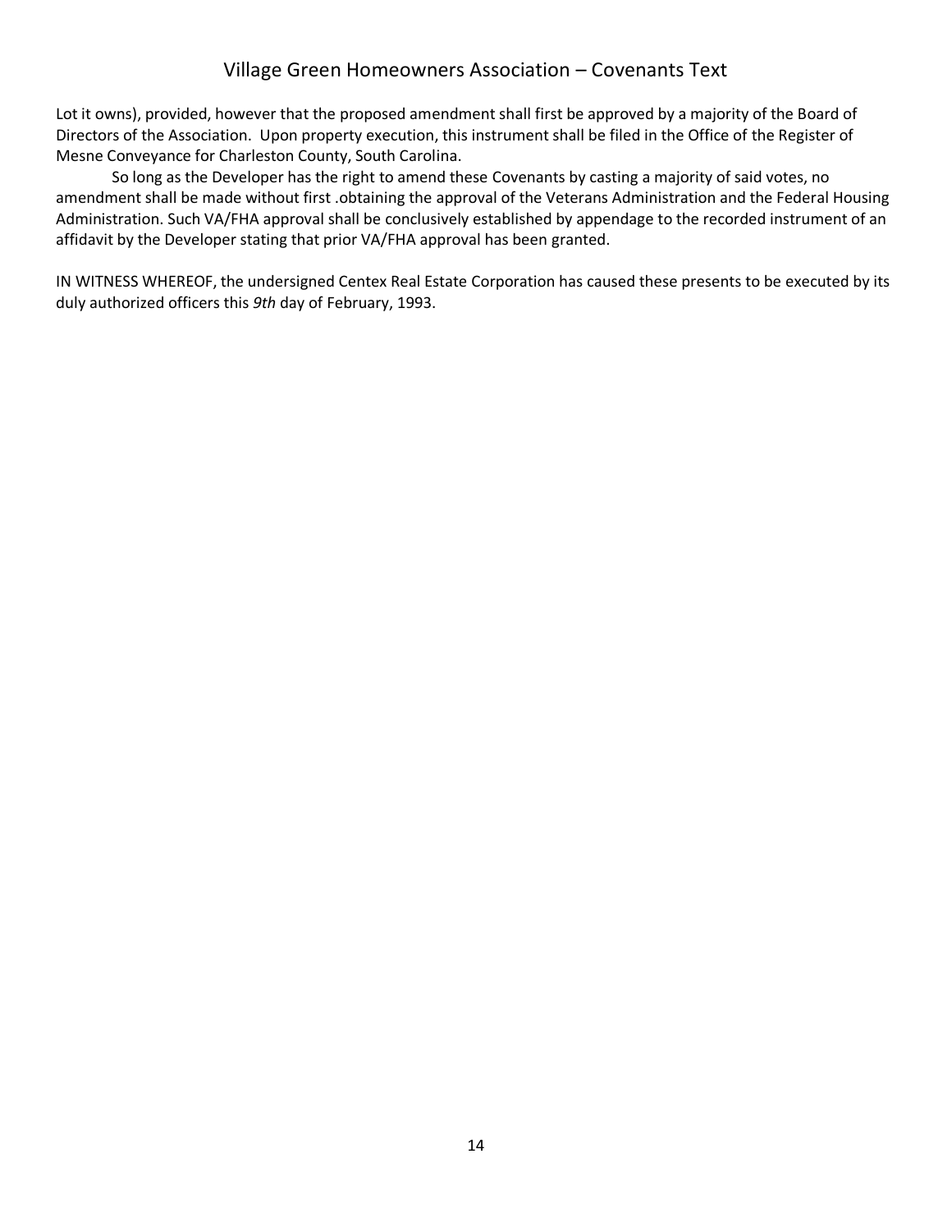Lot it owns), provided, however that the proposed amendment shall first be approved by a majority of the Board of Directors of the Association. Upon property execution, this instrument shall be filed in the Office of the Register of Mesne Conveyance for Charleston County, South Carolina.

So long as the Developer has the right to amend these Covenants by casting a majority of said votes, no amendment shall be made without first .obtaining the approval of the Veterans Administration and the Federal Housing Administration. Such VA/FHA approval shall be conclusively established by appendage to the recorded instrument of an affidavit by the Developer stating that prior VA/FHA approval has been granted.

IN WITNESS WHEREOF, the undersigned Centex Real Estate Corporation has caused these presents to be executed by its duly authorized officers this *9th* day of February, 1993.